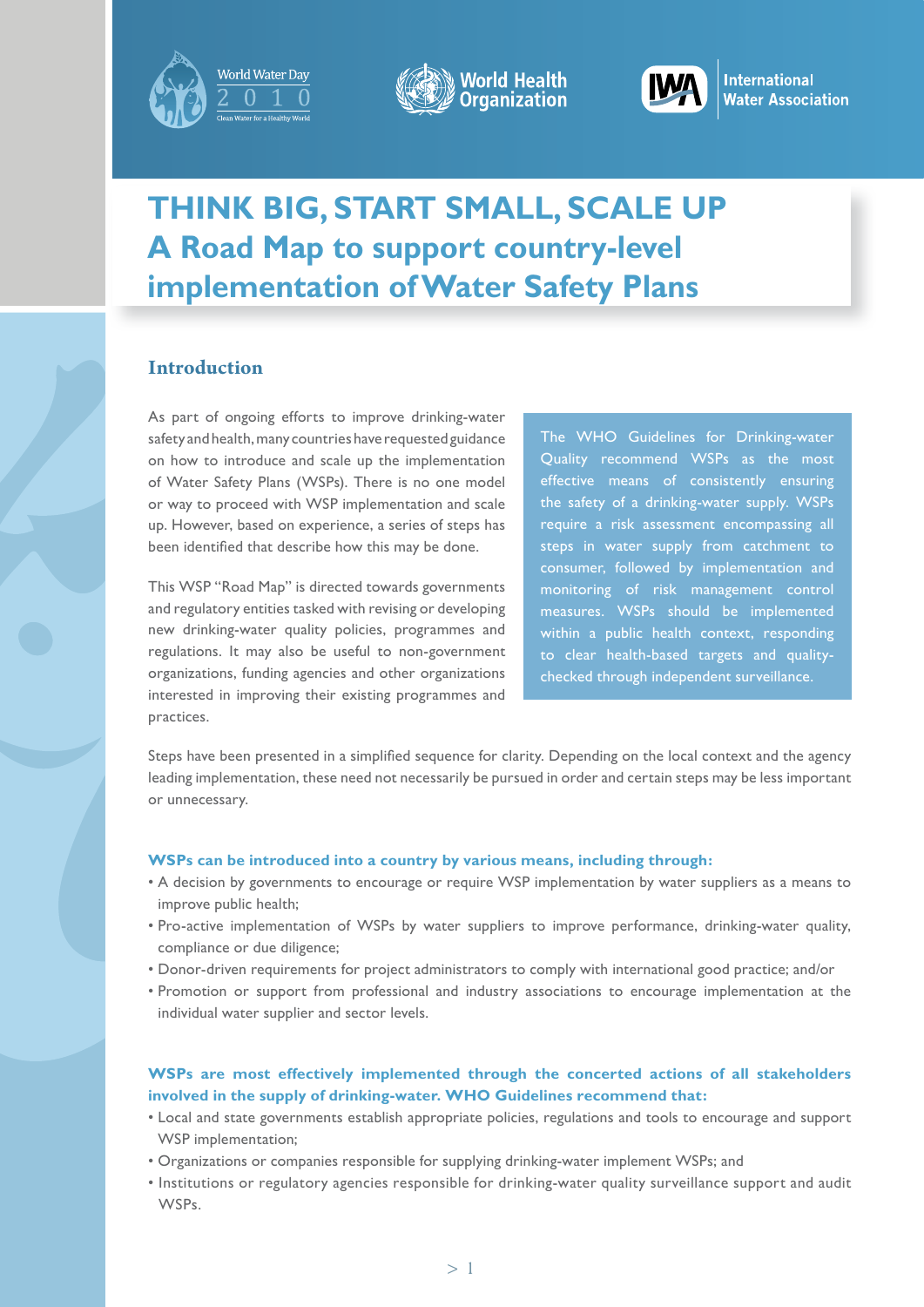World Water Day 2010 — Clean Water for a Healthy World

World Health Organization

International Water Association

# THINK BIG, START SMALL, SCALE UP
# A Road Map to support country-level implementation of Water Safety Plans

## Introduction

As part of ongoing efforts to improve drinking-water safety and health, many countries have requested guidance on how to introduce and scale up the implementation of Water Safety Plans (WSPs). There is no one model or way to proceed with WSP implementation and scale up. However, based on experience, a series of steps has been identified that describe how this may be done.

This WSP "Road Map" is directed towards governments and regulatory entities tasked with revising or developing new drinking-water quality policies, programmes and regulations. It may also be useful to non-government organizations, funding agencies and other organizations interested in improving their existing programmes and practices.

> The WHO Guidelines for Drinking-water Quality recommend WSPs as the most effective means of consistently ensuring the safety of a drinking-water supply. WSPs require a risk assessment encompassing all steps in water supply from catchment to consumer, followed by implementation and monitoring of risk management control measures. WSPs should be implemented within a public health context, responding to clear health-based targets and quality-checked through independent surveillance.

Steps have been presented in a simplified sequence for clarity. Depending on the local context and the agency leading implementation, these need not necessarily be pursued in order and certain steps may be less important or unnecessary.

**WSPs can be introduced into a country by various means, including through:**

- A decision by governments to encourage or require WSP implementation by water suppliers as a means to improve public health;
- Pro-active implementation of WSPs by water suppliers to improve performance, drinking-water quality, compliance or due diligence;
- Donor-driven requirements for project administrators to comply with international good practice; and/or
- Promotion or support from professional and industry associations to encourage implementation at the individual water supplier and sector levels.

**WSPs are most effectively implemented through the concerted actions of all stakeholders involved in the supply of drinking-water. WHO Guidelines recommend that:**

- Local and state governments establish appropriate policies, regulations and tools to encourage and support WSP implementation;
- Organizations or companies responsible for supplying drinking-water implement WSPs; and
- Institutions or regulatory agencies responsible for drinking-water quality surveillance support and audit WSPs.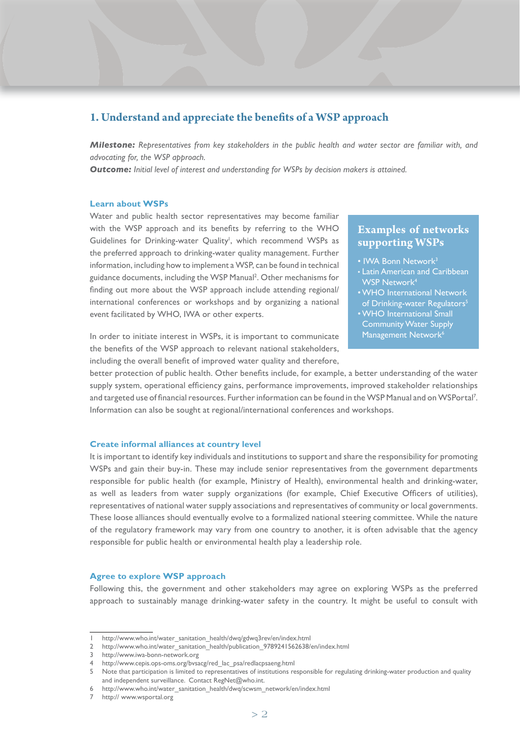## 1. Understand and appreciate the benefits of a WSP approach

***Milestone:*** *Representatives from key stakeholders in the public health and water sector are familiar with, and advocating for, the WSP approach.*
***Outcome:*** *Initial level of interest and understanding for WSPs by decision makers is attained.*

### Learn about WSPs

Water and public health sector representatives may become familiar with the WSP approach and its benefits by referring to the WHO Guidelines for Drinking-water Quality[1], which recommend WSPs as the preferred approach to drinking-water quality management. Further information, including how to implement a WSP, can be found in technical guidance documents, including the WSP Manual[2]. Other mechanisms for finding out more about the WSP approach include attending regional/international conferences or workshops and by organizing a national event facilitated by WHO, IWA or other experts.

In order to initiate interest in WSPs, it is important to communicate the benefits of the WSP approach to relevant national stakeholders, including the overall benefit of improved water quality and therefore, better protection of public health. Other benefits include, for example, a better understanding of the water supply system, operational efficiency gains, performance improvements, improved stakeholder relationships and targeted use of financial resources. Further information can be found in the WSP Manual and on WSPortal[7]. Information can also be sought at regional/international conferences and workshops.

> **Examples of networks supporting WSPs**
>
> - IWA Bonn Network[3]
> - Latin American and Caribbean WSP Network[4]
> - WHO International Network of Drinking-water Regulators[5]
> - WHO International Small Community Water Supply Management Network[6]

### Create informal alliances at country level

It is important to identify key individuals and institutions to support and share the responsibility for promoting WSPs and gain their buy-in. These may include senior representatives from the government departments responsible for public health (for example, Ministry of Health), environmental health and drinking-water, as well as leaders from water supply organizations (for example, Chief Executive Officers of utilities), representatives of national water supply associations and representatives of community or local governments. These loose alliances should eventually evolve to a formalized national steering committee. While the nature of the regulatory framework may vary from one country to another, it is often advisable that the agency responsible for public health or environmental health play a leadership role.

### Agree to explore WSP approach

Following this, the government and other stakeholders may agree on exploring WSPs as the preferred approach to sustainably manage drinking-water safety in the country. It might be useful to consult with

---

1. http://www.who.int/water_sanitation_health/dwq/gdwq3rev/en/index.html
2. http://www.who.int/water_sanitation_health/publication_9789241562638/en/index.html
3. http://www.iwa-bonn-network.org
4. http://www.cepis.ops-oms.org/bvsacg/red_lac_psa/redlacpsaeng.html
5. Note that participation is limited to representatives of institutions responsible for regulating drinking-water production and quality and independent surveillance. Contact RegNet@who.int.
6. http://www.who.int/water_sanitation_health/dwq/scwsm_network/en/index.html
7. http:// www.wsportal.org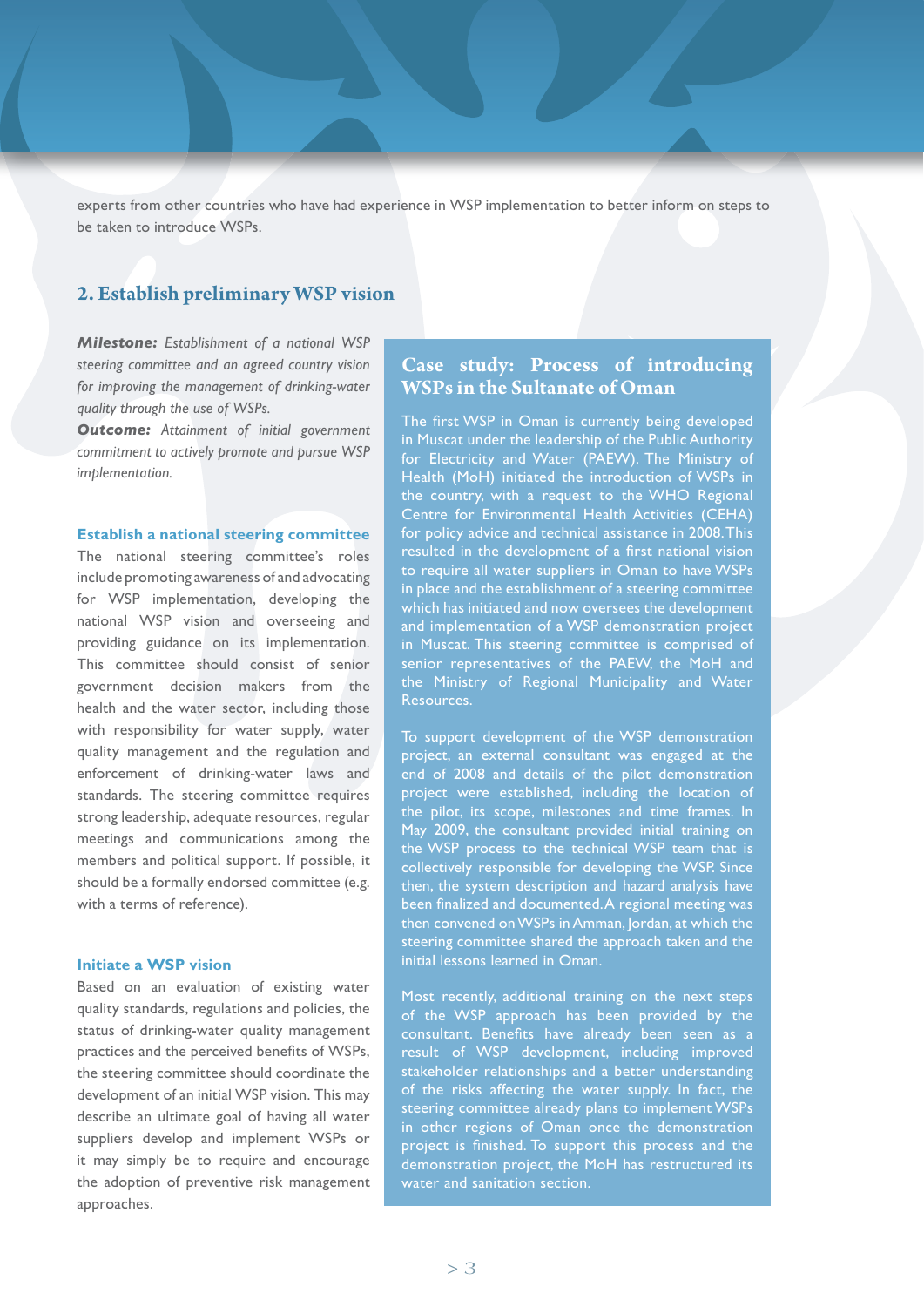experts from other countries who have had experience in WSP implementation to better inform on steps to be taken to introduce WSPs.

## 2. Establish preliminary WSP vision

***Milestone:*** *Establishment of a national WSP steering committee and an agreed country vision for improving the management of drinking-water quality through the use of WSPs.*
***Outcome:*** *Attainment of initial government commitment to actively promote and pursue WSP implementation.*

### Establish a national steering committee

The national steering committee's roles include promoting awareness of and advocating for WSP implementation, developing the national WSP vision and overseeing and providing guidance on its implementation. This committee should consist of senior government decision makers from the health and the water sector, including those with responsibility for water supply, water quality management and the regulation and enforcement of drinking-water laws and standards. The steering committee requires strong leadership, adequate resources, regular meetings and communications among the members and political support. If possible, it should be a formally endorsed committee (e.g. with a terms of reference).

### Initiate a WSP vision

Based on an evaluation of existing water quality standards, regulations and policies, the status of drinking-water quality management practices and the perceived benefits of WSPs, the steering committee should coordinate the development of an initial WSP vision. This may describe an ultimate goal of having all water suppliers develop and implement WSPs or it may simply be to require and encourage the adoption of preventive risk management approaches.

### Case study: Process of introducing WSPs in the Sultanate of Oman

The first WSP in Oman is currently being developed in Muscat under the leadership of the Public Authority for Electricity and Water (PAEW). The Ministry of Health (MoH) initiated the introduction of WSPs in the country, with a request to the WHO Regional Centre for Environmental Health Activities (CEHA) for policy advice and technical assistance in 2008. This resulted in the development of a first national vision to require all water suppliers in Oman to have WSPs in place and the establishment of a steering committee which has initiated and now oversees the development and implementation of a WSP demonstration project in Muscat. This steering committee is comprised of senior representatives of the PAEW, the MoH and the Ministry of Regional Municipality and Water Resources.

To support development of the WSP demonstration project, an external consultant was engaged at the end of 2008 and details of the pilot demonstration project were established, including the location of the pilot, its scope, milestones and time frames. In May 2009, the consultant provided initial training on the WSP process to the technical WSP team that is collectively responsible for developing the WSP. Since then, the system description and hazard analysis have been finalized and documented. A regional meeting was then convened on WSPs in Amman, Jordan, at which the steering committee shared the approach taken and the initial lessons learned in Oman.

Most recently, additional training on the next steps of the WSP approach has been provided by the consultant. Benefits have already been seen as a result of WSP development, including improved stakeholder relationships and a better understanding of the risks affecting the water supply. In fact, the steering committee already plans to implement WSPs in other regions of Oman once the demonstration project is finished. To support this process and the demonstration project, the MoH has restructured its water and sanitation section.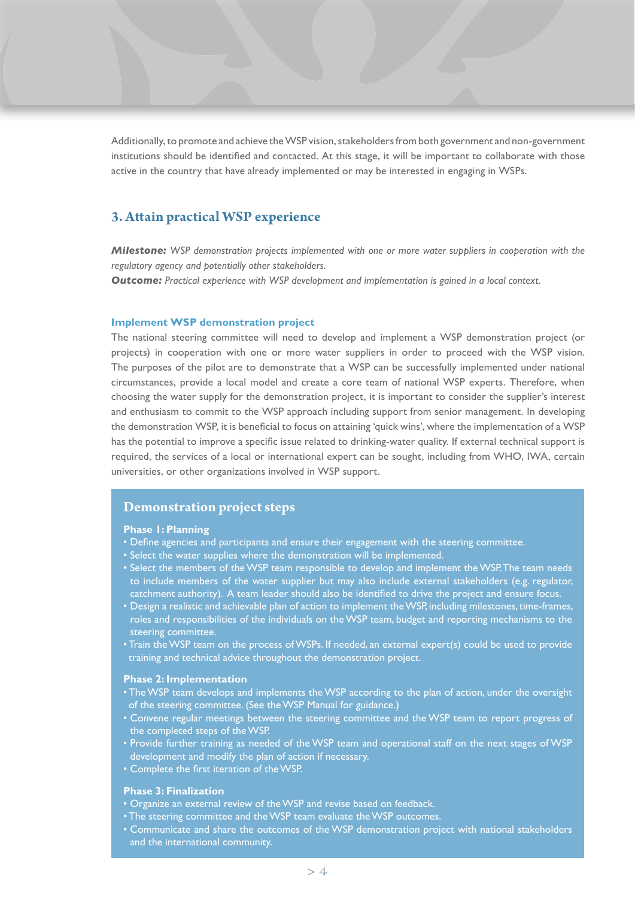Additionally, to promote and achieve the WSP vision, stakeholders from both government and non-government institutions should be identified and contacted. At this stage, it will be important to collaborate with those active in the country that have already implemented or may be interested in engaging in WSPs.

## 3. Attain practical WSP experience

***Milestone:*** *WSP demonstration projects implemented with one or more water suppliers in cooperation with the regulatory agency and potentially other stakeholders.*
***Outcome:*** *Practical experience with WSP development and implementation is gained in a local context.*

### Implement WSP demonstration project

The national steering committee will need to develop and implement a WSP demonstration project (or projects) in cooperation with one or more water suppliers in order to proceed with the WSP vision. The purposes of the pilot are to demonstrate that a WSP can be successfully implemented under national circumstances, provide a local model and create a core team of national WSP experts. Therefore, when choosing the water supply for the demonstration project, it is important to consider the supplier's interest and enthusiasm to commit to the WSP approach including support from senior management. In developing the demonstration WSP, it is beneficial to focus on attaining 'quick wins', where the implementation of a WSP has the potential to improve a specific issue related to drinking-water quality. If external technical support is required, the services of a local or international expert can be sought, including from WHO, IWA, certain universities, or other organizations involved in WSP support.

### Demonstration project steps

**Phase 1: Planning**

- Define agencies and participants and ensure their engagement with the steering committee.
- Select the water supplies where the demonstration will be implemented.
- Select the members of the WSP team responsible to develop and implement the WSP. The team needs to include members of the water supplier but may also include external stakeholders (e.g. regulator, catchment authority). A team leader should also be identified to drive the project and ensure focus.
- Design a realistic and achievable plan of action to implement the WSP, including milestones, time-frames, roles and responsibilities of the individuals on the WSP team, budget and reporting mechanisms to the steering committee.
- Train the WSP team on the process of WSPs. If needed, an external expert(s) could be used to provide training and technical advice throughout the demonstration project.

**Phase 2: Implementation**

- The WSP team develops and implements the WSP according to the plan of action, under the oversight of the steering committee. (See the WSP Manual for guidance.)
- Convene regular meetings between the steering committee and the WSP team to report progress of the completed steps of the WSP.
- Provide further training as needed of the WSP team and operational staff on the next stages of WSP development and modify the plan of action if necessary.
- Complete the first iteration of the WSP.

**Phase 3: Finalization**

- Organize an external review of the WSP and revise based on feedback.
- The steering committee and the WSP team evaluate the WSP outcomes.
- Communicate and share the outcomes of the WSP demonstration project with national stakeholders and the international community.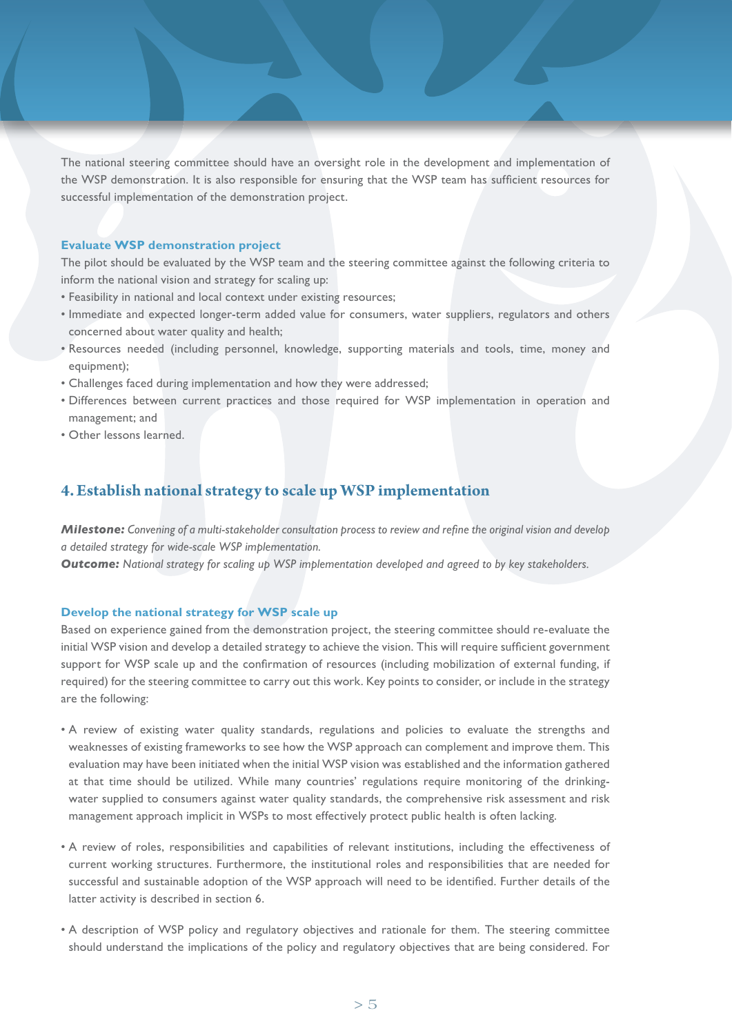The national steering committee should have an oversight role in the development and implementation of the WSP demonstration. It is also responsible for ensuring that the WSP team has sufficient resources for successful implementation of the demonstration project.

### Evaluate WSP demonstration project

The pilot should be evaluated by the WSP team and the steering committee against the following criteria to inform the national vision and strategy for scaling up:

- Feasibility in national and local context under existing resources;
- Immediate and expected longer-term added value for consumers, water suppliers, regulators and others concerned about water quality and health;
- Resources needed (including personnel, knowledge, supporting materials and tools, time, money and equipment);
- Challenges faced during implementation and how they were addressed;
- Differences between current practices and those required for WSP implementation in operation and management; and
- Other lessons learned.

## 4. Establish national strategy to scale up WSP implementation

***Milestone:*** *Convening of a multi-stakeholder consultation process to review and refine the original vision and develop a detailed strategy for wide-scale WSP implementation.*
***Outcome:*** *National strategy for scaling up WSP implementation developed and agreed to by key stakeholders.*

### Develop the national strategy for WSP scale up

Based on experience gained from the demonstration project, the steering committee should re-evaluate the initial WSP vision and develop a detailed strategy to achieve the vision. This will require sufficient government support for WSP scale up and the confirmation of resources (including mobilization of external funding, if required) for the steering committee to carry out this work. Key points to consider, or include in the strategy are the following:

- A review of existing water quality standards, regulations and policies to evaluate the strengths and weaknesses of existing frameworks to see how the WSP approach can complement and improve them. This evaluation may have been initiated when the initial WSP vision was established and the information gathered at that time should be utilized. While many countries' regulations require monitoring of the drinking-water supplied to consumers against water quality standards, the comprehensive risk assessment and risk management approach implicit in WSPs to most effectively protect public health is often lacking.

- A review of roles, responsibilities and capabilities of relevant institutions, including the effectiveness of current working structures. Furthermore, the institutional roles and responsibilities that are needed for successful and sustainable adoption of the WSP approach will need to be identified. Further details of the latter activity is described in section 6.

- A description of WSP policy and regulatory objectives and rationale for them. The steering committee should understand the implications of the policy and regulatory objectives that are being considered. For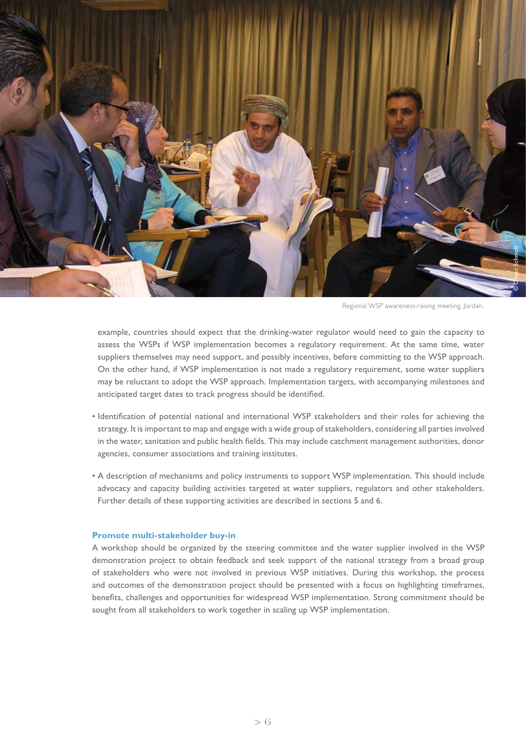Regional WSP awareness-raising meeting, Jordan.

example, countries should expect that the drinking-water regulator would need to gain the capacity to assess the WSPs if WSP implementation becomes a regulatory requirement. At the same time, water suppliers themselves may need support, and possibly incentives, before committing to the WSP approach. On the other hand, if WSP implementation is not made a regulatory requirement, some water suppliers may be reluctant to adopt the WSP approach. Implementation targets, with accompanying milestones and anticipated target dates to track progress should be identified.

- Identification of potential national and international WSP stakeholders and their roles for achieving the strategy. It is important to map and engage with a wide group of stakeholders, considering all parties involved in the water, sanitation and public health fields. This may include catchment management authorities, donor agencies, consumer associations and training institutes.
- A description of mechanisms and policy instruments to support WSP implementation. This should include advocacy and capacity building activities targeted at water suppliers, regulators and other stakeholders. Further details of these supporting activities are described in sections 5 and 6.

**Promote multi-stakeholder buy-in**

A workshop should be organized by the steering committee and the water supplier involved in the WSP demonstration project to obtain feedback and seek support of the national strategy from a broad group of stakeholders who were not involved in previous WSP initiatives. During this workshop, the process and outcomes of the demonstration project should be presented with a focus on highlighting timeframes, benefits, challenges and opportunities for widespread WSP implementation. Strong commitment should be sought from all stakeholders to work together in scaling up WSP implementation.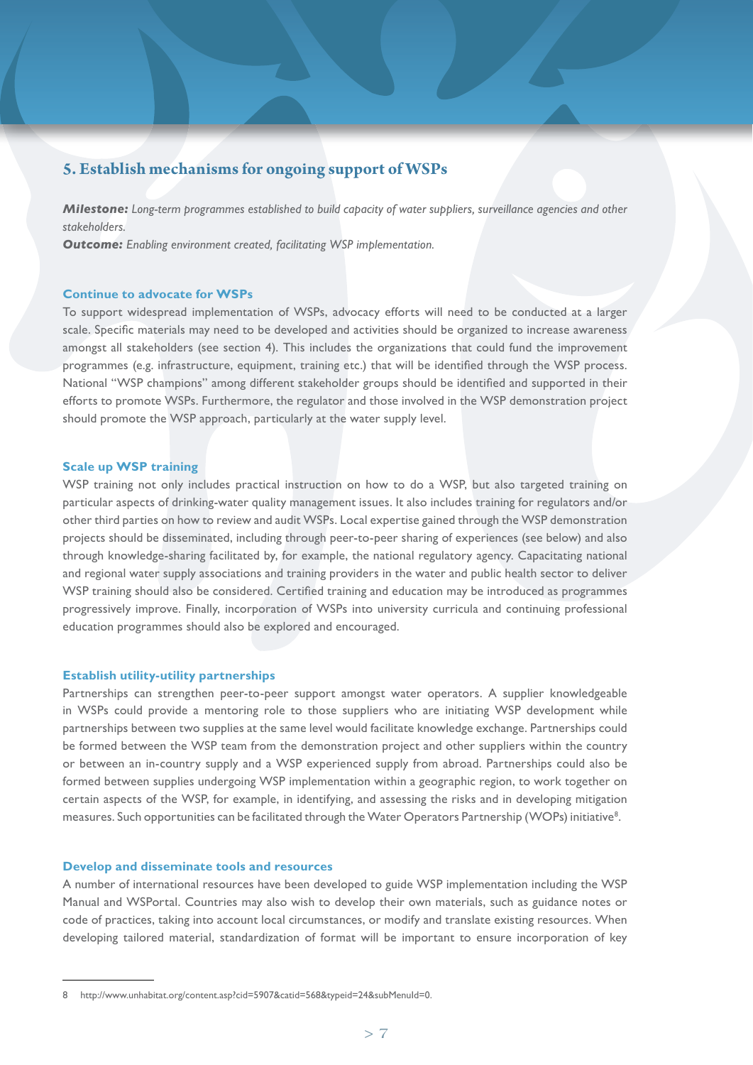## 5. Establish mechanisms for ongoing support of WSPs

***Milestone:*** *Long-term programmes established to build capacity of water suppliers, surveillance agencies and other stakeholders.*
***Outcome:*** *Enabling environment created, facilitating WSP implementation.*

### Continue to advocate for WSPs

To support widespread implementation of WSPs, advocacy efforts will need to be conducted at a larger scale. Specific materials may need to be developed and activities should be organized to increase awareness amongst all stakeholders (see section 4). This includes the organizations that could fund the improvement programmes (e.g. infrastructure, equipment, training etc.) that will be identified through the WSP process. National "WSP champions" among different stakeholder groups should be identified and supported in their efforts to promote WSPs. Furthermore, the regulator and those involved in the WSP demonstration project should promote the WSP approach, particularly at the water supply level.

### Scale up WSP training

WSP training not only includes practical instruction on how to do a WSP, but also targeted training on particular aspects of drinking-water quality management issues. It also includes training for regulators and/or other third parties on how to review and audit WSPs. Local expertise gained through the WSP demonstration projects should be disseminated, including through peer-to-peer sharing of experiences (see below) and also through knowledge-sharing facilitated by, for example, the national regulatory agency. Capacitating national and regional water supply associations and training providers in the water and public health sector to deliver WSP training should also be considered. Certified training and education may be introduced as programmes progressively improve. Finally, incorporation of WSPs into university curricula and continuing professional education programmes should also be explored and encouraged.

### Establish utility-utility partnerships

Partnerships can strengthen peer-to-peer support amongst water operators. A supplier knowledgeable in WSPs could provide a mentoring role to those suppliers who are initiating WSP development while partnerships between two supplies at the same level would facilitate knowledge exchange. Partnerships could be formed between the WSP team from the demonstration project and other suppliers within the country or between an in-country supply and a WSP experienced supply from abroad. Partnerships could also be formed between supplies undergoing WSP implementation within a geographic region, to work together on certain aspects of the WSP, for example, in identifying, and assessing the risks and in developing mitigation measures. Such opportunities can be facilitated through the Water Operators Partnership (WOPs) initiative[8].

### Develop and disseminate tools and resources

A number of international resources have been developed to guide WSP implementation including the WSP Manual and WSPortal. Countries may also wish to develop their own materials, such as guidance notes or code of practices, taking into account local circumstances, or modify and translate existing resources. When developing tailored material, standardization of format will be important to ensure incorporation of key

---

8 http://www.unhabitat.org/content.asp?cid=5907&catid=568&typeid=24&subMenuId=0.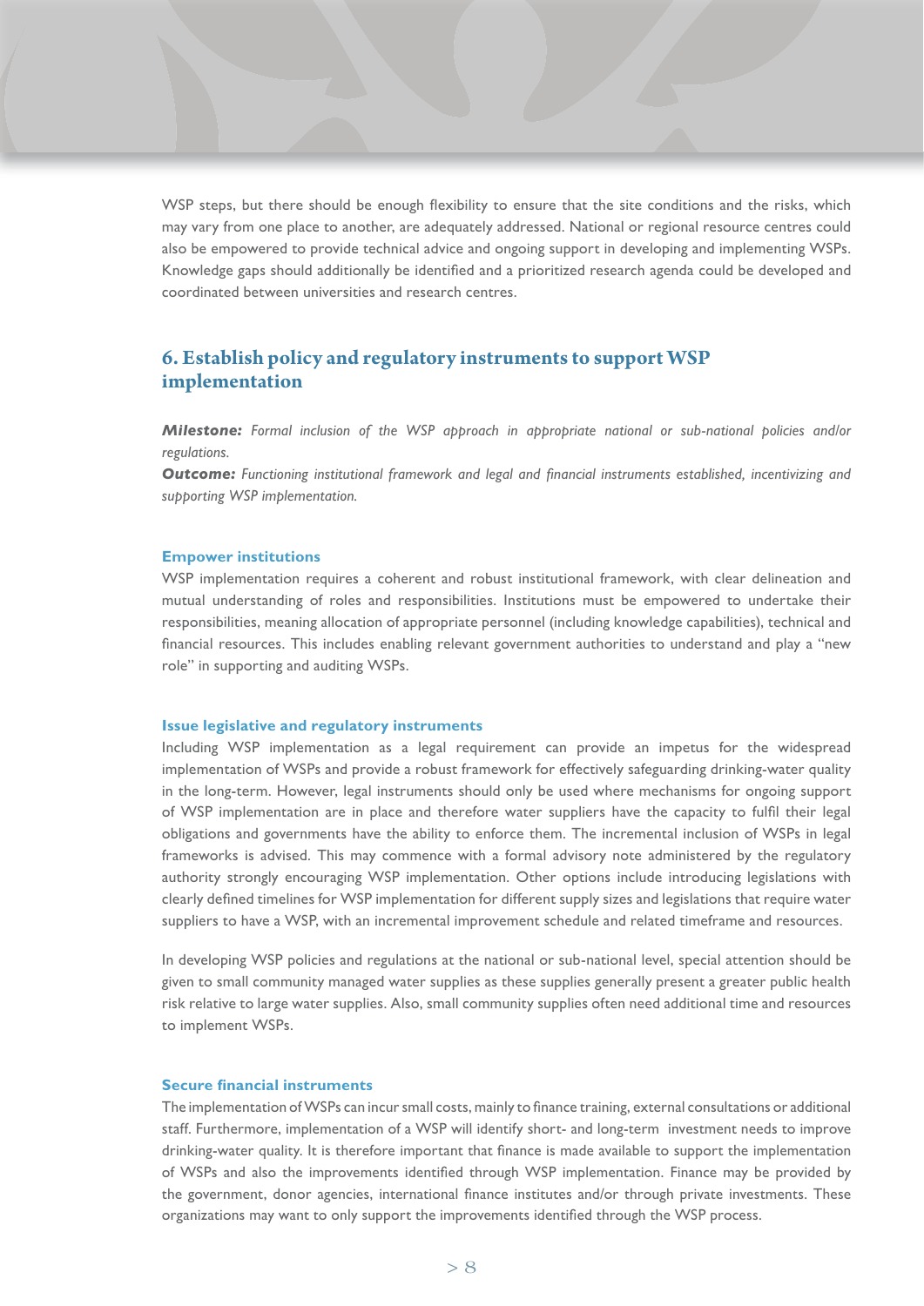WSP steps, but there should be enough flexibility to ensure that the site conditions and the risks, which may vary from one place to another, are adequately addressed. National or regional resource centres could also be empowered to provide technical advice and ongoing support in developing and implementing WSPs. Knowledge gaps should additionally be identified and a prioritized research agenda could be developed and coordinated between universities and research centres.

## 6. Establish policy and regulatory instruments to support WSP implementation

***Milestone:*** *Formal inclusion of the WSP approach in appropriate national or sub-national policies and/or regulations.*

***Outcome:*** *Functioning institutional framework and legal and financial instruments established, incentivizing and supporting WSP implementation.*

### Empower institutions

WSP implementation requires a coherent and robust institutional framework, with clear delineation and mutual understanding of roles and responsibilities. Institutions must be empowered to undertake their responsibilities, meaning allocation of appropriate personnel (including knowledge capabilities), technical and financial resources. This includes enabling relevant government authorities to understand and play a "new role" in supporting and auditing WSPs.

### Issue legislative and regulatory instruments

Including WSP implementation as a legal requirement can provide an impetus for the widespread implementation of WSPs and provide a robust framework for effectively safeguarding drinking-water quality in the long-term. However, legal instruments should only be used where mechanisms for ongoing support of WSP implementation are in place and therefore water suppliers have the capacity to fulfil their legal obligations and governments have the ability to enforce them. The incremental inclusion of WSPs in legal frameworks is advised. This may commence with a formal advisory note administered by the regulatory authority strongly encouraging WSP implementation. Other options include introducing legislations with clearly defined timelines for WSP implementation for different supply sizes and legislations that require water suppliers to have a WSP, with an incremental improvement schedule and related timeframe and resources.

In developing WSP policies and regulations at the national or sub-national level, special attention should be given to small community managed water supplies as these supplies generally present a greater public health risk relative to large water supplies. Also, small community supplies often need additional time and resources to implement WSPs.

### Secure financial instruments

The implementation of WSPs can incur small costs, mainly to finance training, external consultations or additional staff. Furthermore, implementation of a WSP will identify short- and long-term investment needs to improve drinking-water quality. It is therefore important that finance is made available to support the implementation of WSPs and also the improvements identified through WSP implementation. Finance may be provided by the government, donor agencies, international finance institutes and/or through private investments. These organizations may want to only support the improvements identified through the WSP process.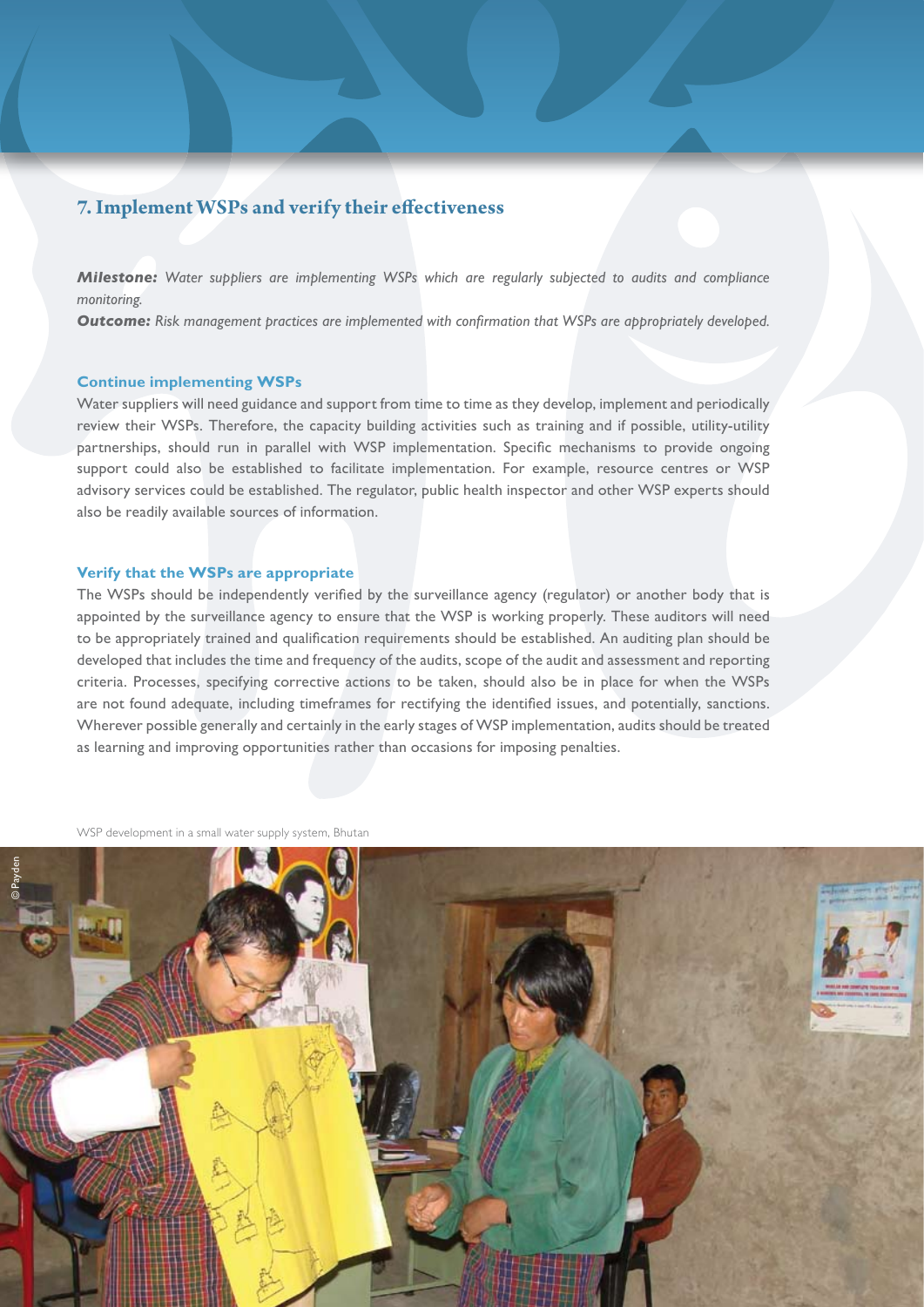## 7. Implement WSPs and verify their effectiveness

***Milestone:*** *Water suppliers are implementing WSPs which are regularly subjected to audits and compliance monitoring.*
***Outcome:*** *Risk management practices are implemented with confirmation that WSPs are appropriately developed.*

### Continue implementing WSPs

Water suppliers will need guidance and support from time to time as they develop, implement and periodically review their WSPs. Therefore, the capacity building activities such as training and if possible, utility-utility partnerships, should run in parallel with WSP implementation. Specific mechanisms to provide ongoing support could also be established to facilitate implementation. For example, resource centres or WSP advisory services could be established. The regulator, public health inspector and other WSP experts should also be readily available sources of information.

### Verify that the WSPs are appropriate

The WSPs should be independently verified by the surveillance agency (regulator) or another body that is appointed by the surveillance agency to ensure that the WSP is working properly. These auditors will need to be appropriately trained and qualification requirements should be established. An auditing plan should be developed that includes the time and frequency of the audits, scope of the audit and assessment and reporting criteria. Processes, specifying corrective actions to be taken, should also be in place for when the WSPs are not found adequate, including timeframes for rectifying the identified issues, and potentially, sanctions. Wherever possible generally and certainly in the early stages of WSP implementation, audits should be treated as learning and improving opportunities rather than occasions for imposing penalties.

WSP development in a small water supply system, Bhutan

© Payden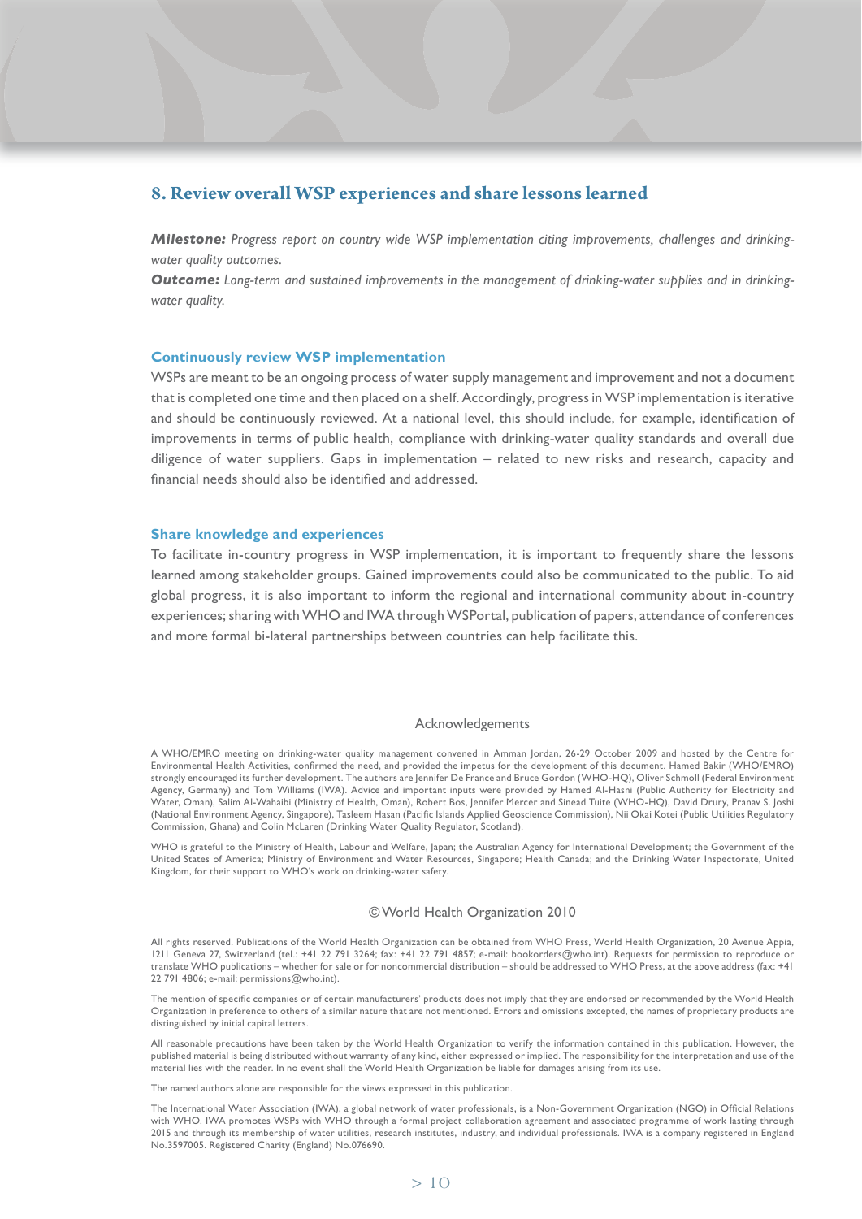## 8. Review overall WSP experiences and share lessons learned

***Milestone:*** *Progress report on country wide WSP implementation citing improvements, challenges and drinking-water quality outcomes.*
***Outcome:*** *Long-term and sustained improvements in the management of drinking-water supplies and in drinking-water quality.*

### Continuously review WSP implementation

WSPs are meant to be an ongoing process of water supply management and improvement and not a document that is completed one time and then placed on a shelf. Accordingly, progress in WSP implementation is iterative and should be continuously reviewed. At a national level, this should include, for example, identification of improvements in terms of public health, compliance with drinking-water quality standards and overall due diligence of water suppliers. Gaps in implementation – related to new risks and research, capacity and financial needs should also be identified and addressed.

### Share knowledge and experiences

To facilitate in-country progress in WSP implementation, it is important to frequently share the lessons learned among stakeholder groups. Gained improvements could also be communicated to the public. To aid global progress, it is also important to inform the regional and international community about in-country experiences; sharing with WHO and IWA through WSPortal, publication of papers, attendance of conferences and more formal bi-lateral partnerships between countries can help facilitate this.

### Acknowledgements

A WHO/EMRO meeting on drinking-water quality management convened in Amman Jordan, 26-29 October 2009 and hosted by the Centre for Environmental Health Activities, confirmed the need, and provided the impetus for the development of this document. Hamed Bakir (WHO/EMRO) strongly encouraged its further development. The authors are Jennifer De France and Bruce Gordon (WHO-HQ), Oliver Schmoll (Federal Environment Agency, Germany) and Tom Williams (IWA). Advice and important inputs were provided by Hamed Al-Hasni (Public Authority for Electricity and Water, Oman), Salim Al-Wahaibi (Ministry of Health, Oman), Robert Bos, Jennifer Mercer and Sinead Tuite (WHO-HQ), David Drury, Pranav S. Joshi (National Environment Agency, Singapore), Tasleem Hasan (Pacific Islands Applied Geoscience Commission), Nii Okai Kotei (Public Utilities Regulatory Commission, Ghana) and Colin McLaren (Drinking Water Quality Regulator, Scotland).

WHO is grateful to the Ministry of Health, Labour and Welfare, Japan; the Australian Agency for International Development; the Government of the United States of America; Ministry of Environment and Water Resources, Singapore; Health Canada; and the Drinking Water Inspectorate, United Kingdom, for their support to WHO's work on drinking-water safety.

© World Health Organization 2010

All rights reserved. Publications of the World Health Organization can be obtained from WHO Press, World Health Organization, 20 Avenue Appia, 1211 Geneva 27, Switzerland (tel.: +41 22 791 3264; fax: +41 22 791 4857; e-mail: bookorders@who.int). Requests for permission to reproduce or translate WHO publications – whether for sale or for noncommercial distribution – should be addressed to WHO Press, at the above address (fax: +41 22 791 4806; e-mail: permissions@who.int).

The mention of specific companies or of certain manufacturers' products does not imply that they are endorsed or recommended by the World Health Organization in preference to others of a similar nature that are not mentioned. Errors and omissions excepted, the names of proprietary products are distinguished by initial capital letters.

All reasonable precautions have been taken by the World Health Organization to verify the information contained in this publication. However, the published material is being distributed without warranty of any kind, either expressed or implied. The responsibility for the interpretation and use of the material lies with the reader. In no event shall the World Health Organization be liable for damages arising from its use.

The named authors alone are responsible for the views expressed in this publication.

The International Water Association (IWA), a global network of water professionals, is a Non-Government Organization (NGO) in Official Relations with WHO. IWA promotes WSPs with WHO through a formal project collaboration agreement and associated programme of work lasting through 2015 and through its membership of water utilities, research institutes, industry, and individual professionals. IWA is a company registered in England No.3597005. Registered Charity (England) No.076690.